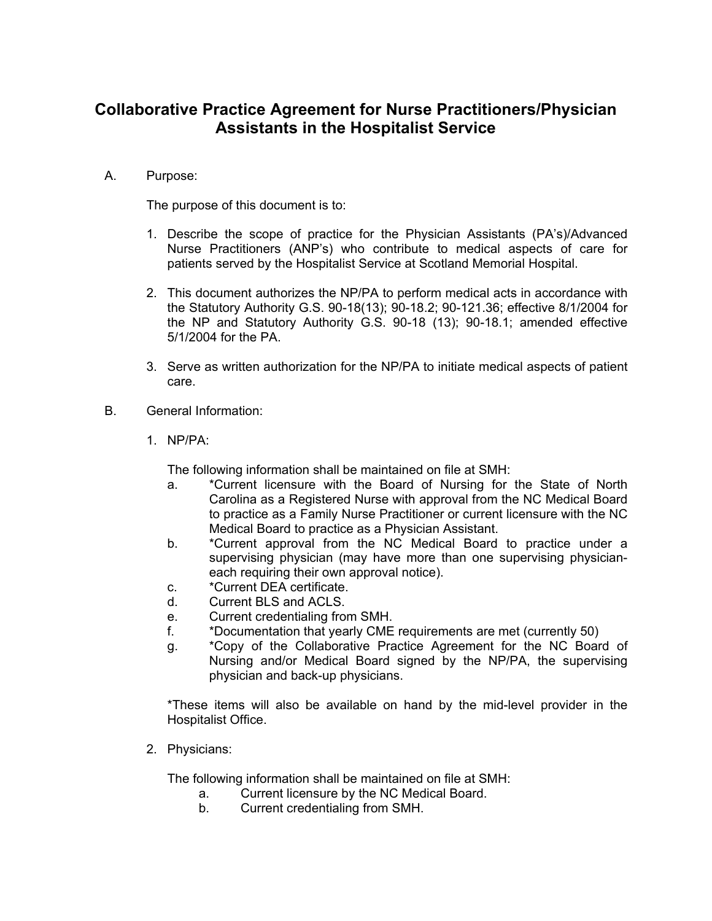# Collaborative Practice Agreement for Nurse Practitioners/Physician Assistants in the Hospitalist Service

A. Purpose:

The purpose of this document is to:

1. Describe the scope of practice for the Physician Assistants (PA's)/Advanced Nurse Practitioners (ANP's) who contribute to medical aspects of care for patients served by the Hospitalist Service at Scotland Memorial Hospital.

2. This document authorizes the NP/PA to perform medical acts in accordance with the Statutory Authority G.S. 90-18(13); 90-18.2; 90-121.36; effective 8/1/2004 for the NP and Statutory Authority G.S. 90-18 (13); 90-18.1; amended effective 5/1/2004 for the PA.

3. Serve as written authorization for the NP/PA to initiate medical aspects of patient care.

B. General Information:

1. NP/PA:

   The following information shall be maintained on file at SMH:

   a. *Current licensure with the Board of Nursing for the State of North Carolina as a Registered Nurse with approval from the NC Medical Board to practice as a Family Nurse Practitioner or current licensure with the NC Medical Board to practice as a Physician Assistant.
   b. *Current approval from the NC Medical Board to practice under a supervising physician (may have more than one supervising physician- each requiring their own approval notice).
   c. *Current DEA certificate.
   d. Current BLS and ACLS.
   e. Current credentialing from SMH.
   f. *Documentation that yearly CME requirements are met (currently 50)
   g. *Copy of the Collaborative Practice Agreement for the NC Board of Nursing and/or Medical Board signed by the NP/PA, the supervising physician and back-up physicians.

   *These items will also be available on hand by the mid-level provider in the Hospitalist Office.

2. Physicians:

   The following information shall be maintained on file at SMH:

   a. Current licensure by the NC Medical Board.
   b. Current credentialing from SMH.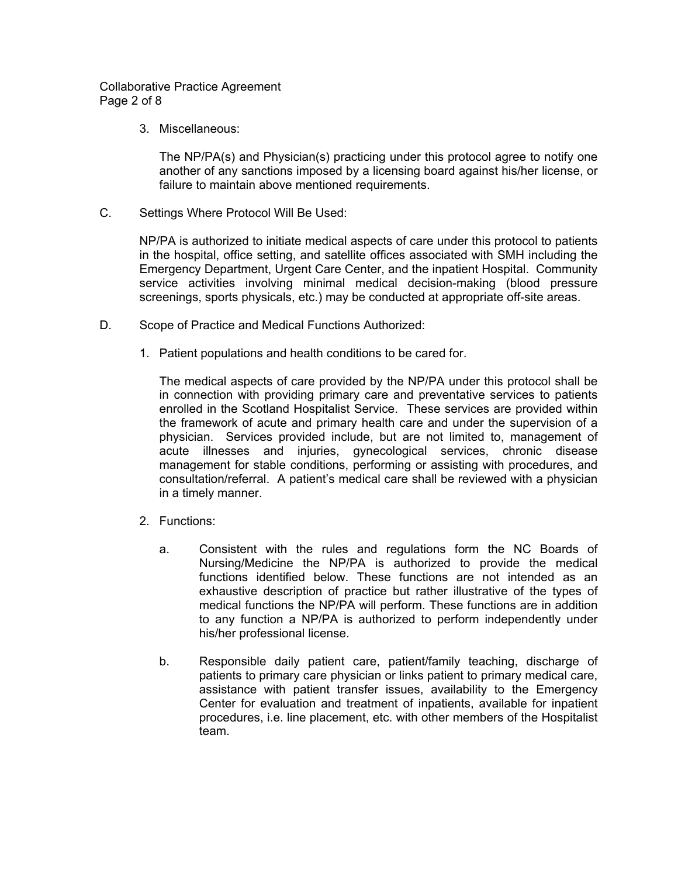3. Miscellaneous:

   The NP/PA(s) and Physician(s) practicing under this protocol agree to notify one another of any sanctions imposed by a licensing board against his/her license, or failure to maintain above mentioned requirements.

C. Settings Where Protocol Will Be Used:

   NP/PA is authorized to initiate medical aspects of care under this protocol to patients in the hospital, office setting, and satellite offices associated with SMH including the Emergency Department, Urgent Care Center, and the inpatient Hospital. Community service activities involving minimal medical decision-making (blood pressure screenings, sports physicals, etc.) may be conducted at appropriate off-site areas.

D. Scope of Practice and Medical Functions Authorized:

1. Patient populations and health conditions to be cared for.

   The medical aspects of care provided by the NP/PA under this protocol shall be in connection with providing primary care and preventative services to patients enrolled in the Scotland Hospitalist Service. These services are provided within the framework of acute and primary health care and under the supervision of a physician. Services provided include, but are not limited to, management of acute illnesses and injuries, gynecological services, chronic disease management for stable conditions, performing or assisting with procedures, and consultation/referral. A patient's medical care shall be reviewed with a physician in a timely manner.

2. Functions:

   a. Consistent with the rules and regulations form the NC Boards of Nursing/Medicine the NP/PA is authorized to provide the medical functions identified below. These functions are not intended as an exhaustive description of practice but rather illustrative of the types of medical functions the NP/PA will perform. These functions are in addition to any function a NP/PA is authorized to perform independently under his/her professional license.

   b. Responsible daily patient care, patient/family teaching, discharge of patients to primary care physician or links patient to primary medical care, assistance with patient transfer issues, availability to the Emergency Center for evaluation and treatment of inpatients, available for inpatient procedures, i.e. line placement, etc. with other members of the Hospitalist team.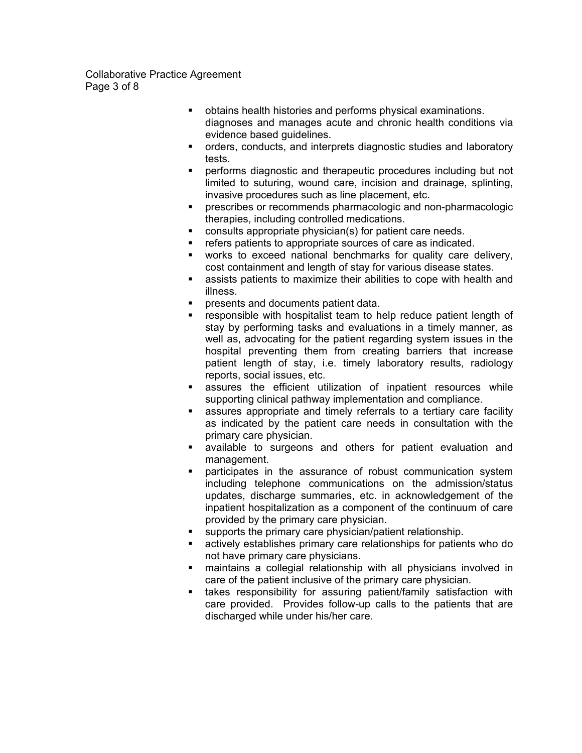- obtains health histories and performs physical examinations. diagnoses and manages acute and chronic health conditions via evidence based guidelines.
- orders, conducts, and interprets diagnostic studies and laboratory tests.
- performs diagnostic and therapeutic procedures including but not limited to suturing, wound care, incision and drainage, splinting, invasive procedures such as line placement, etc.
- prescribes or recommends pharmacologic and non-pharmacologic therapies, including controlled medications.
- consults appropriate physician(s) for patient care needs.
- refers patients to appropriate sources of care as indicated.
- works to exceed national benchmarks for quality care delivery, cost containment and length of stay for various disease states.
- assists patients to maximize their abilities to cope with health and illness.
- presents and documents patient data.
- responsible with hospitalist team to help reduce patient length of stay by performing tasks and evaluations in a timely manner, as well as, advocating for the patient regarding system issues in the hospital preventing them from creating barriers that increase patient length of stay, i.e. timely laboratory results, radiology reports, social issues, etc.
- assures the efficient utilization of inpatient resources while supporting clinical pathway implementation and compliance.
- assures appropriate and timely referrals to a tertiary care facility as indicated by the patient care needs in consultation with the primary care physician.
- available to surgeons and others for patient evaluation and management.
- participates in the assurance of robust communication system including telephone communications on the admission/status updates, discharge summaries, etc. in acknowledgement of the inpatient hospitalization as a component of the continuum of care provided by the primary care physician.
- supports the primary care physician/patient relationship.
- actively establishes primary care relationships for patients who do not have primary care physicians.
- maintains a collegial relationship with all physicians involved in care of the patient inclusive of the primary care physician.
- takes responsibility for assuring patient/family satisfaction with care provided. Provides follow-up calls to the patients that are discharged while under his/her care.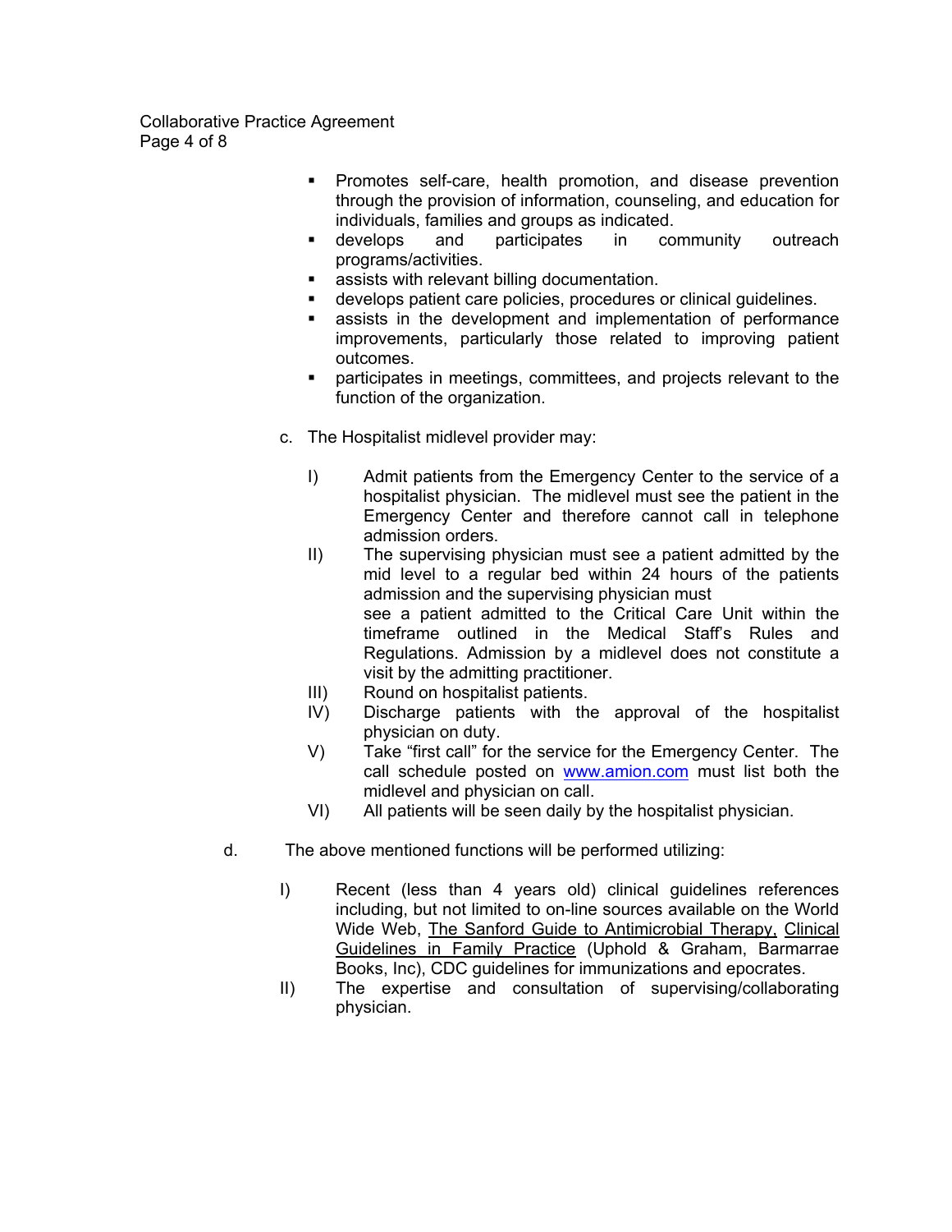- Promotes self-care, health promotion, and disease prevention through the provision of information, counseling, and education for individuals, families and groups as indicated.
- develops and participates in community outreach programs/activities.
- assists with relevant billing documentation.
- develops patient care policies, procedures or clinical guidelines.
- assists in the development and implementation of performance improvements, particularly those related to improving patient outcomes.
- participates in meetings, committees, and projects relevant to the function of the organization.

c. The Hospitalist midlevel provider may:

I) Admit patients from the Emergency Center to the service of a hospitalist physician. The midlevel must see the patient in the Emergency Center and therefore cannot call in telephone admission orders.

II) The supervising physician must see a patient admitted by the mid level to a regular bed within 24 hours of the patients admission and the supervising physician must see a patient admitted to the Critical Care Unit within the timeframe outlined in the Medical Staff's Rules and Regulations. Admission by a midlevel does not constitute a visit by the admitting practitioner.

III) Round on hospitalist patients.

IV) Discharge patients with the approval of the hospitalist physician on duty.

V) Take "first call" for the service for the Emergency Center. The call schedule posted on www.amion.com must list both the midlevel and physician on call.

VI) All patients will be seen daily by the hospitalist physician.

d. The above mentioned functions will be performed utilizing:

I) Recent (less than 4 years old) clinical guidelines references including, but not limited to on-line sources available on the World Wide Web, The Sanford Guide to Antimicrobial Therapy, Clinical Guidelines in Family Practice (Uphold & Graham, Barmarrae Books, Inc), CDC guidelines for immunizations and epocrates.

II) The expertise and consultation of supervising/collaborating physician.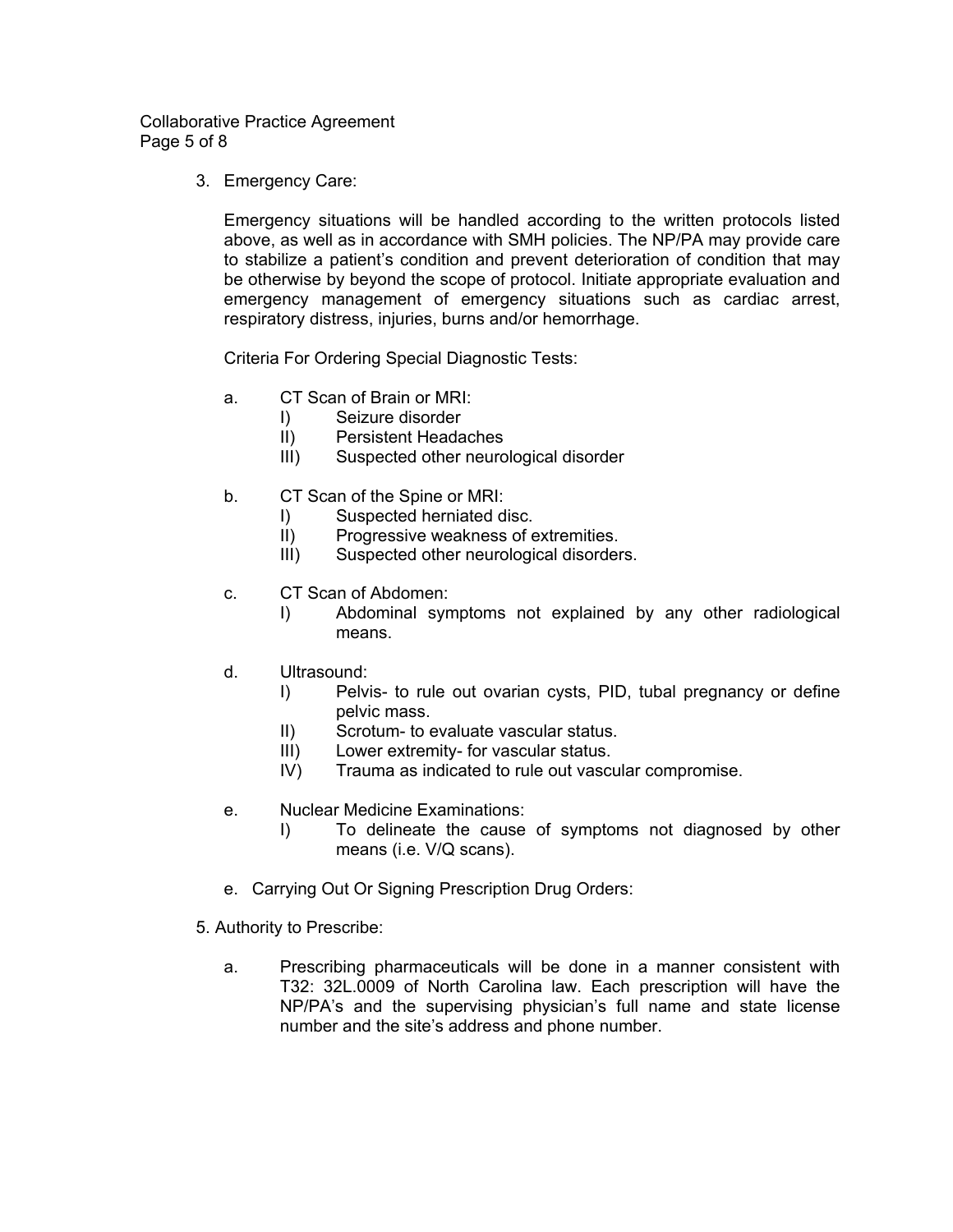3. Emergency Care:

   Emergency situations will be handled according to the written protocols listed above, as well as in accordance with SMH policies. The NP/PA may provide care to stabilize a patient's condition and prevent deterioration of condition that may be otherwise by beyond the scope of protocol. Initiate appropriate evaluation and emergency management of emergency situations such as cardiac arrest, respiratory distress, injuries, burns and/or hemorrhage.

   Criteria For Ordering Special Diagnostic Tests:

   a. CT Scan of Brain or MRI:
      I) Seizure disorder
      II) Persistent Headaches
      III) Suspected other neurological disorder

   b. CT Scan of the Spine or MRI:
      I) Suspected herniated disc.
      II) Progressive weakness of extremities.
      III) Suspected other neurological disorders.

   c. CT Scan of Abdomen:
      I) Abdominal symptoms not explained by any other radiological means.

   d. Ultrasound:
      I) Pelvis- to rule out ovarian cysts, PID, tubal pregnancy or define pelvic mass.
      II) Scrotum- to evaluate vascular status.
      III) Lower extremity- for vascular status.
      IV) Trauma as indicated to rule out vascular compromise.

   e. Nuclear Medicine Examinations:
      I) To delineate the cause of symptoms not diagnosed by other means (i.e. V/Q scans).

   e. Carrying Out Or Signing Prescription Drug Orders:

5. Authority to Prescribe:

   a. Prescribing pharmaceuticals will be done in a manner consistent with T32: 32L.0009 of North Carolina law. Each prescription will have the NP/PA's and the supervising physician's full name and state license number and the site's address and phone number.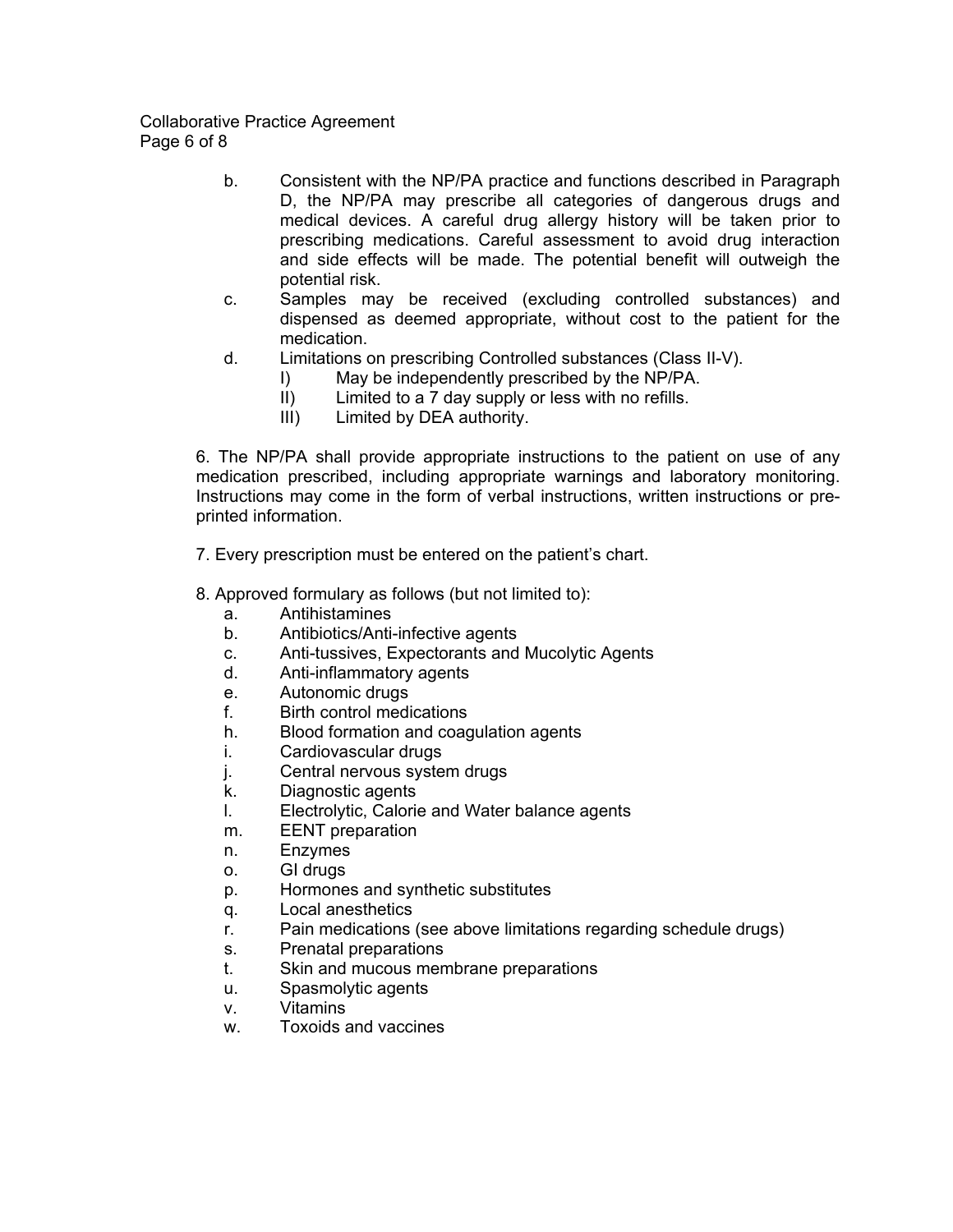b. Consistent with the NP/PA practice and functions described in Paragraph D, the NP/PA may prescribe all categories of dangerous drugs and medical devices. A careful drug allergy history will be taken prior to prescribing medications. Careful assessment to avoid drug interaction and side effects will be made. The potential benefit will outweigh the potential risk.

c. Samples may be received (excluding controlled substances) and dispensed as deemed appropriate, without cost to the patient for the medication.

d. Limitations on prescribing Controlled substances (Class II-V).

   I) May be independently prescribed by the NP/PA.

   II) Limited to a 7 day supply or less with no refills.

   III) Limited by DEA authority.

6. The NP/PA shall provide appropriate instructions to the patient on use of any medication prescribed, including appropriate warnings and laboratory monitoring. Instructions may come in the form of verbal instructions, written instructions or pre-printed information.

7. Every prescription must be entered on the patient's chart.

8. Approved formulary as follows (but not limited to):

   a. Antihistamines
   b. Antibiotics/Anti-infective agents
   c. Anti-tussives, Expectorants and Mucolytic Agents
   d. Anti-inflammatory agents
   e. Autonomic drugs
   f. Birth control medications
   h. Blood formation and coagulation agents
   i. Cardiovascular drugs
   j. Central nervous system drugs
   k. Diagnostic agents
   l. Electrolytic, Calorie and Water balance agents
   m. EENT preparation
   n. Enzymes
   o. GI drugs
   p. Hormones and synthetic substitutes
   q. Local anesthetics
   r. Pain medications (see above limitations regarding schedule drugs)
   s. Prenatal preparations
   t. Skin and mucous membrane preparations
   u. Spasmolytic agents
   v. Vitamins
   w. Toxoids and vaccines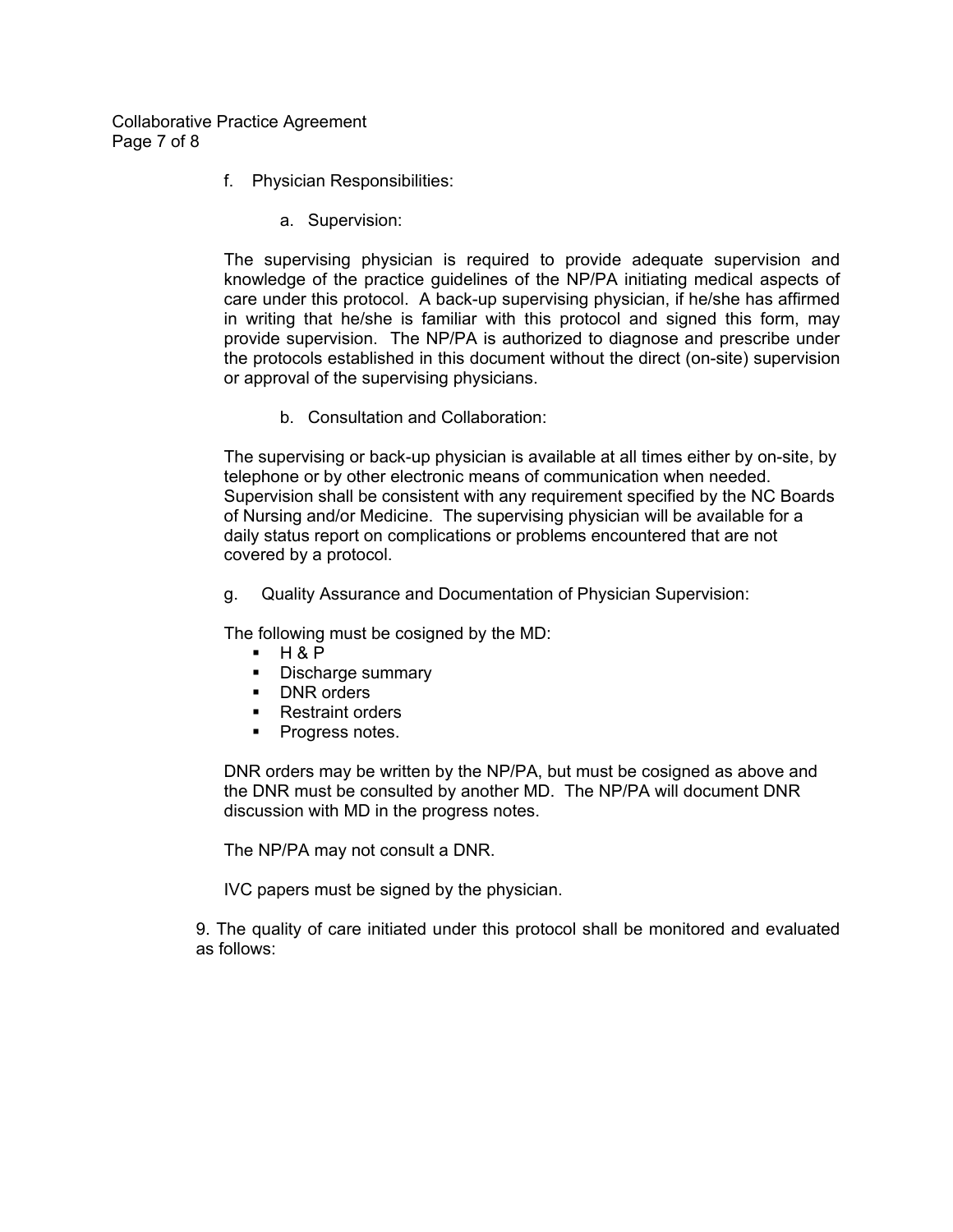f. Physician Responsibilities:

a. Supervision:

The supervising physician is required to provide adequate supervision and knowledge of the practice guidelines of the NP/PA initiating medical aspects of care under this protocol. A back-up supervising physician, if he/she has affirmed in writing that he/she is familiar with this protocol and signed this form, may provide supervision. The NP/PA is authorized to diagnose and prescribe under the protocols established in this document without the direct (on-site) supervision or approval of the supervising physicians.

b. Consultation and Collaboration:

The supervising or back-up physician is available at all times either by on-site, by telephone or by other electronic means of communication when needed. Supervision shall be consistent with any requirement specified by the NC Boards of Nursing and/or Medicine. The supervising physician will be available for a daily status report on complications or problems encountered that are not covered by a protocol.

g. Quality Assurance and Documentation of Physician Supervision:

The following must be cosigned by the MD:

- H & P
- Discharge summary
- DNR orders
- Restraint orders
- Progress notes.

DNR orders may be written by the NP/PA, but must be cosigned as above and the DNR must be consulted by another MD. The NP/PA will document DNR discussion with MD in the progress notes.

The NP/PA may not consult a DNR.

IVC papers must be signed by the physician.

9. The quality of care initiated under this protocol shall be monitored and evaluated as follows: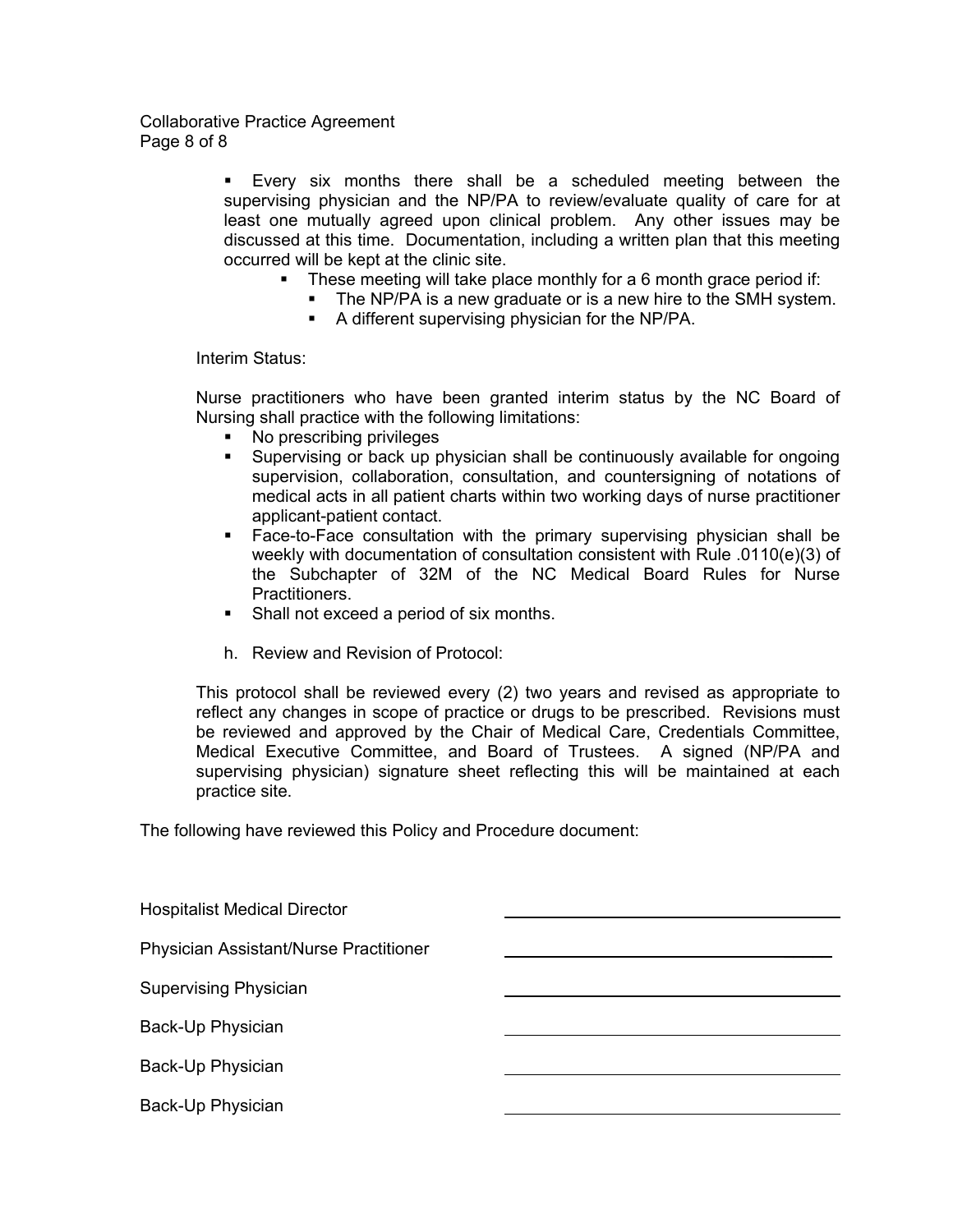- Every six months there shall be a scheduled meeting between the supervising physician and the NP/PA to review/evaluate quality of care for at least one mutually agreed upon clinical problem. Any other issues may be discussed at this time. Documentation, including a written plan that this meeting occurred will be kept at the clinic site.
  - These meeting will take place monthly for a 6 month grace period if:
    - The NP/PA is a new graduate or is a new hire to the SMH system.
    - A different supervising physician for the NP/PA.

Interim Status:

Nurse practitioners who have been granted interim status by the NC Board of Nursing shall practice with the following limitations:

- No prescribing privileges
- Supervising or back up physician shall be continuously available for ongoing supervision, collaboration, consultation, and countersigning of notations of medical acts in all patient charts within two working days of nurse practitioner applicant-patient contact.
- Face-to-Face consultation with the primary supervising physician shall be weekly with documentation of consultation consistent with Rule .0110(e)(3) of the Subchapter of 32M of the NC Medical Board Rules for Nurse Practitioners.
- Shall not exceed a period of six months.

h. Review and Revision of Protocol:

This protocol shall be reviewed every (2) two years and revised as appropriate to reflect any changes in scope of practice or drugs to be prescribed. Revisions must be reviewed and approved by the Chair of Medical Care, Credentials Committee, Medical Executive Committee, and Board of Trustees. A signed (NP/PA and supervising physician) signature sheet reflecting this will be maintained at each practice site.

The following have reviewed this Policy and Procedure document:

Hospitalist Medical Director ______________________________

Physician Assistant/Nurse Practitioner ______________________________

Supervising Physician ______________________________

Back-Up Physician ______________________________

Back-Up Physician ______________________________

Back-Up Physician ______________________________